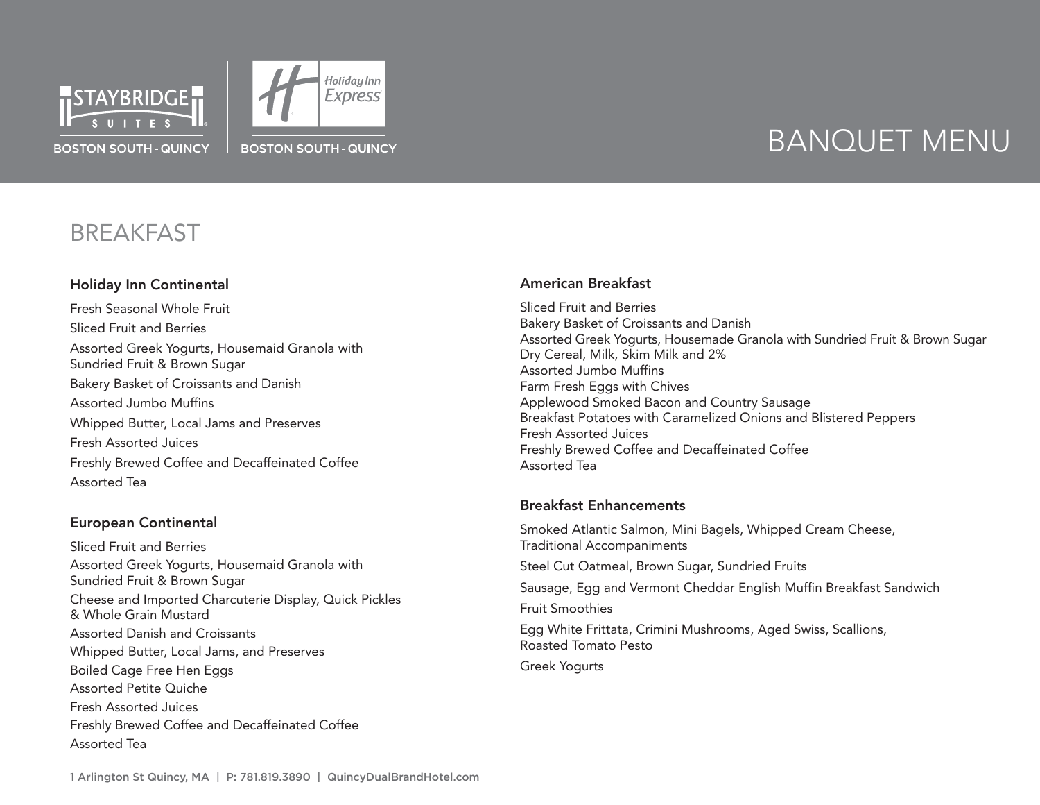STAYBRIDGE SUITES
BOSTON SOUTH - QUINCY

Holiday Inn Express
BOSTON SOUTH - QUINCY

# BANQUET MENU

## BREAKFAST

### Holiday Inn Continental

Fresh Seasonal Whole Fruit
Sliced Fruit and Berries
Assorted Greek Yogurts, Housemaid Granola with Sundried Fruit & Brown Sugar
Bakery Basket of Croissants and Danish
Assorted Jumbo Muffins
Whipped Butter, Local Jams and Preserves
Fresh Assorted Juices
Freshly Brewed Coffee and Decaffeinated Coffee
Assorted Tea

### European Continental

Sliced Fruit and Berries
Assorted Greek Yogurts, Housemaid Granola with Sundried Fruit & Brown Sugar
Cheese and Imported Charcuterie Display, Quick Pickles & Whole Grain Mustard
Assorted Danish and Croissants
Whipped Butter, Local Jams, and Preserves
Boiled Cage Free Hen Eggs
Assorted Petite Quiche
Fresh Assorted Juices
Freshly Brewed Coffee and Decaffeinated Coffee
Assorted Tea

### American Breakfast

Sliced Fruit and Berries
Bakery Basket of Croissants and Danish
Assorted Greek Yogurts, Housemade Granola with Sundried Fruit & Brown Sugar
Dry Cereal, Milk, Skim Milk and 2%
Assorted Jumbo Muffins
Farm Fresh Eggs with Chives
Applewood Smoked Bacon and Country Sausage
Breakfast Potatoes with Caramelized Onions and Blistered Peppers
Fresh Assorted Juices
Freshly Brewed Coffee and Decaffeinated Coffee
Assorted Tea

### Breakfast Enhancements

Smoked Atlantic Salmon, Mini Bagels, Whipped Cream Cheese, Traditional Accompaniments
Steel Cut Oatmeal, Brown Sugar, Sundried Fruits
Sausage, Egg and Vermont Cheddar English Muffin Breakfast Sandwich
Fruit Smoothies
Egg White Frittata, Crimini Mushrooms, Aged Swiss, Scallions, Roasted Tomato Pesto
Greek Yogurts

1 Arlington St Quincy, MA | P: 781.819.3890 | QuincyDualBrandHotel.com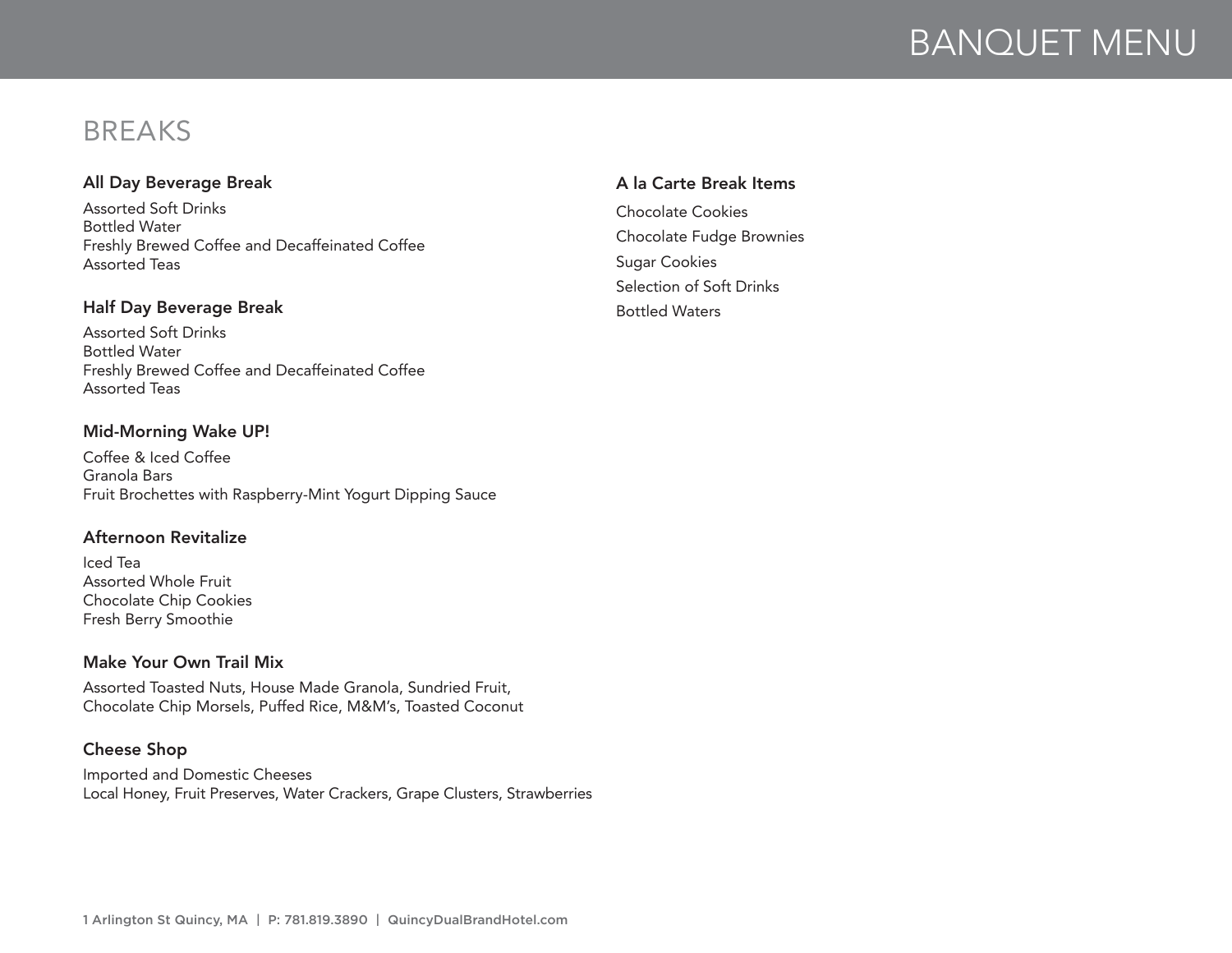# BANQUET MENU

## BREAKS

### All Day Beverage Break

Assorted Soft Drinks
Bottled Water
Freshly Brewed Coffee and Decaffeinated Coffee
Assorted Teas

### Half Day Beverage Break

Assorted Soft Drinks
Bottled Water
Freshly Brewed Coffee and Decaffeinated Coffee
Assorted Teas

### Mid-Morning Wake UP!

Coffee & Iced Coffee
Granola Bars
Fruit Brochettes with Raspberry-Mint Yogurt Dipping Sauce

### Afternoon Revitalize

Iced Tea
Assorted Whole Fruit
Chocolate Chip Cookies
Fresh Berry Smoothie

### Make Your Own Trail Mix

Assorted Toasted Nuts, House Made Granola, Sundried Fruit,
Chocolate Chip Morsels, Puffed Rice, M&M's, Toasted Coconut

### Cheese Shop

Imported and Domestic Cheeses
Local Honey, Fruit Preserves, Water Crackers, Grape Clusters, Strawberries

### A la Carte Break Items

Chocolate Cookies
Chocolate Fudge Brownies
Sugar Cookies
Selection of Soft Drinks
Bottled Waters

1 Arlington St Quincy, MA | P: 781.819.3890 | QuincyDualBrandHotel.com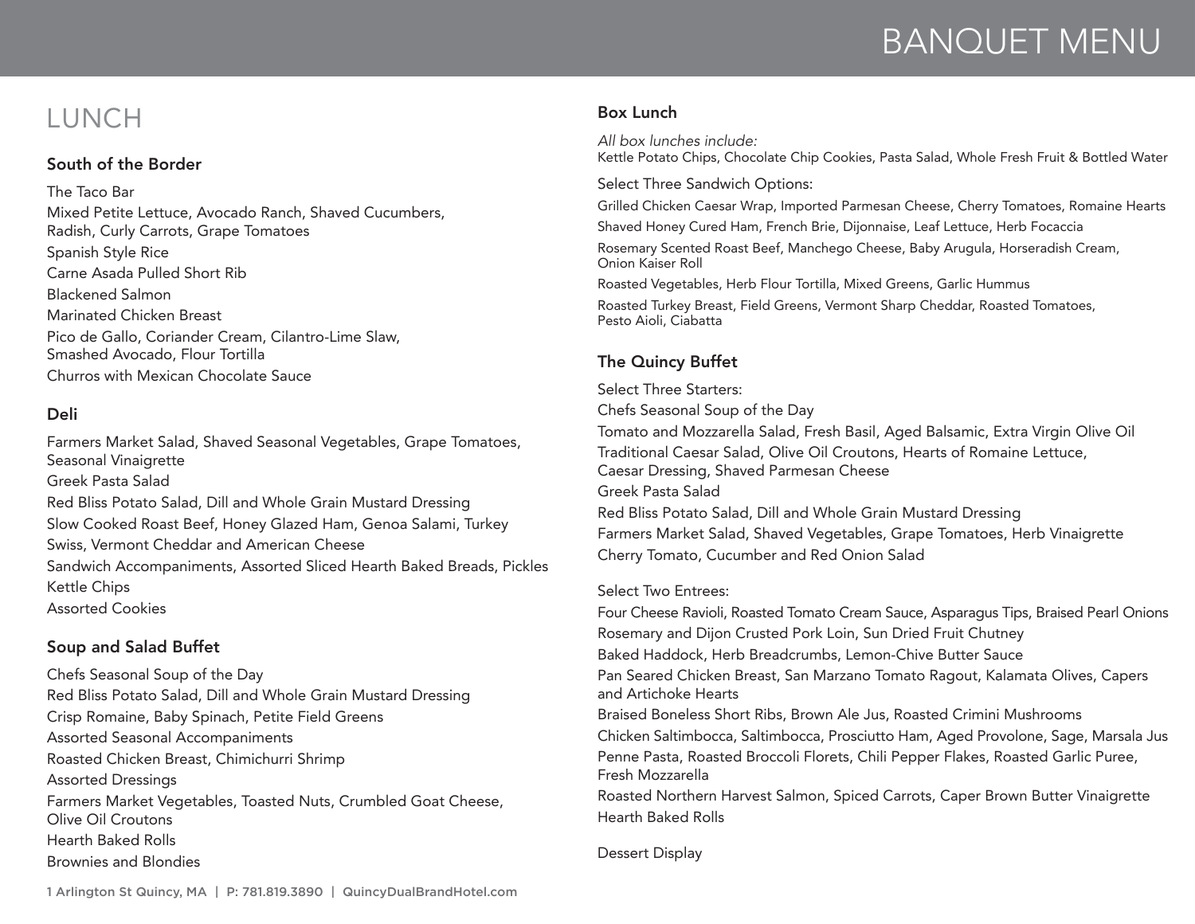# BANQUET MENU

## LUNCH

### South of the Border

The Taco Bar

Mixed Petite Lettuce, Avocado Ranch, Shaved Cucumbers, Radish, Curly Carrots, Grape Tomatoes

Spanish Style Rice

Carne Asada Pulled Short Rib

Blackened Salmon

Marinated Chicken Breast

Pico de Gallo, Coriander Cream, Cilantro-Lime Slaw, Smashed Avocado, Flour Tortilla

Churros with Mexican Chocolate Sauce

### Deli

Farmers Market Salad, Shaved Seasonal Vegetables, Grape Tomatoes, Seasonal Vinaigrette

Greek Pasta Salad

Red Bliss Potato Salad, Dill and Whole Grain Mustard Dressing

Slow Cooked Roast Beef, Honey Glazed Ham, Genoa Salami, Turkey

Swiss, Vermont Cheddar and American Cheese

Sandwich Accompaniments, Assorted Sliced Hearth Baked Breads, Pickles

Kettle Chips

Assorted Cookies

### Soup and Salad Buffet

Chefs Seasonal Soup of the Day

Red Bliss Potato Salad, Dill and Whole Grain Mustard Dressing

Crisp Romaine, Baby Spinach, Petite Field Greens

Assorted Seasonal Accompaniments

Roasted Chicken Breast, Chimichurri Shrimp

Assorted Dressings

Farmers Market Vegetables, Toasted Nuts, Crumbled Goat Cheese, Olive Oil Croutons

Hearth Baked Rolls

Brownies and Blondies

### Box Lunch

*All box lunches include:*
Kettle Potato Chips, Chocolate Chip Cookies, Pasta Salad, Whole Fresh Fruit & Bottled Water

Select Three Sandwich Options:

Grilled Chicken Caesar Wrap, Imported Parmesan Cheese, Cherry Tomatoes, Romaine Hearts

Shaved Honey Cured Ham, French Brie, Dijonnaise, Leaf Lettuce, Herb Focaccia

Rosemary Scented Roast Beef, Manchego Cheese, Baby Arugula, Horseradish Cream, Onion Kaiser Roll

Roasted Vegetables, Herb Flour Tortilla, Mixed Greens, Garlic Hummus

Roasted Turkey Breast, Field Greens, Vermont Sharp Cheddar, Roasted Tomatoes, Pesto Aioli, Ciabatta

### The Quincy Buffet

Select Three Starters:

Chefs Seasonal Soup of the Day

Tomato and Mozzarella Salad, Fresh Basil, Aged Balsamic, Extra Virgin Olive Oil

Traditional Caesar Salad, Olive Oil Croutons, Hearts of Romaine Lettuce, Caesar Dressing, Shaved Parmesan Cheese

Greek Pasta Salad

Red Bliss Potato Salad, Dill and Whole Grain Mustard Dressing

Farmers Market Salad, Shaved Vegetables, Grape Tomatoes, Herb Vinaigrette

Cherry Tomato, Cucumber and Red Onion Salad

Select Two Entrees:

Four Cheese Ravioli, Roasted Tomato Cream Sauce, Asparagus Tips, Braised Pearl Onions

Rosemary and Dijon Crusted Pork Loin, Sun Dried Fruit Chutney

Baked Haddock, Herb Breadcrumbs, Lemon-Chive Butter Sauce

Pan Seared Chicken Breast, San Marzano Tomato Ragout, Kalamata Olives, Capers and Artichoke Hearts

Braised Boneless Short Ribs, Brown Ale Jus, Roasted Crimini Mushrooms

Chicken Saltimbocca, Saltimbocca, Prosciutto Ham, Aged Provolone, Sage, Marsala Jus

Penne Pasta, Roasted Broccoli Florets, Chili Pepper Flakes, Roasted Garlic Puree, Fresh Mozzarella

Roasted Northern Harvest Salmon, Spiced Carrots, Caper Brown Butter Vinaigrette

Hearth Baked Rolls

Dessert Display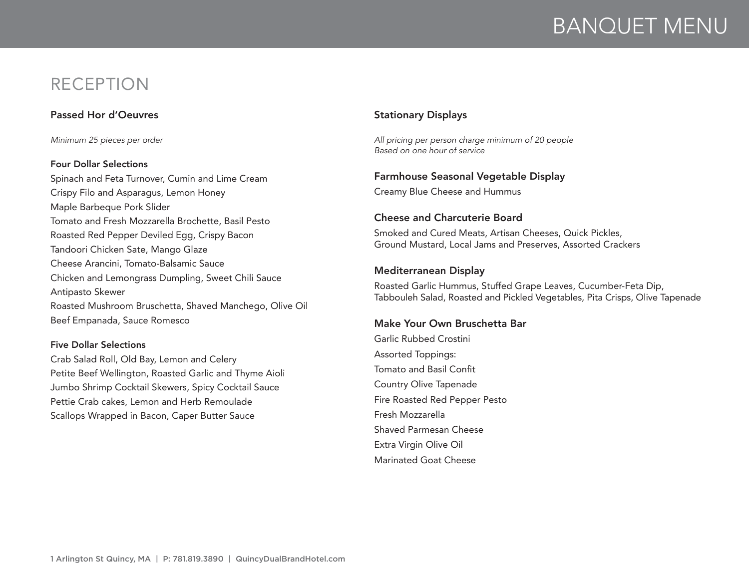# BANQUET MENU

## RECEPTION

### Passed Hor d'Oeuvres

*Minimum 25 pieces per order*

**Four Dollar Selections**

Spinach and Feta Turnover, Cumin and Lime Cream
Crispy Filo and Asparagus, Lemon Honey
Maple Barbeque Pork Slider
Tomato and Fresh Mozzarella Brochette, Basil Pesto
Roasted Red Pepper Deviled Egg, Crispy Bacon
Tandoori Chicken Sate, Mango Glaze
Cheese Arancini, Tomato-Balsamic Sauce
Chicken and Lemongrass Dumpling, Sweet Chili Sauce
Antipasto Skewer
Roasted Mushroom Bruschetta, Shaved Manchego, Olive Oil
Beef Empanada, Sauce Romesco

**Five Dollar Selections**

Crab Salad Roll, Old Bay, Lemon and Celery
Petite Beef Wellington, Roasted Garlic and Thyme Aioli
Jumbo Shrimp Cocktail Skewers, Spicy Cocktail Sauce
Pettie Crab cakes, Lemon and Herb Remoulade
Scallops Wrapped in Bacon, Caper Butter Sauce

### Stationary Displays

*All pricing per person charge minimum of 20 people*
*Based on one hour of service*

**Farmhouse Seasonal Vegetable Display**

Creamy Blue Cheese and Hummus

**Cheese and Charcuterie Board**

Smoked and Cured Meats, Artisan Cheeses, Quick Pickles,
Ground Mustard, Local Jams and Preserves, Assorted Crackers

**Mediterranean Display**

Roasted Garlic Hummus, Stuffed Grape Leaves, Cucumber-Feta Dip,
Tabbouleh Salad, Roasted and Pickled Vegetables, Pita Crisps, Olive Tapenade

**Make Your Own Bruschetta Bar**

Garlic Rubbed Crostini
Assorted Toppings:
Tomato and Basil Confit
Country Olive Tapenade
Fire Roasted Red Pepper Pesto
Fresh Mozzarella
Shaved Parmesan Cheese
Extra Virgin Olive Oil
Marinated Goat Cheese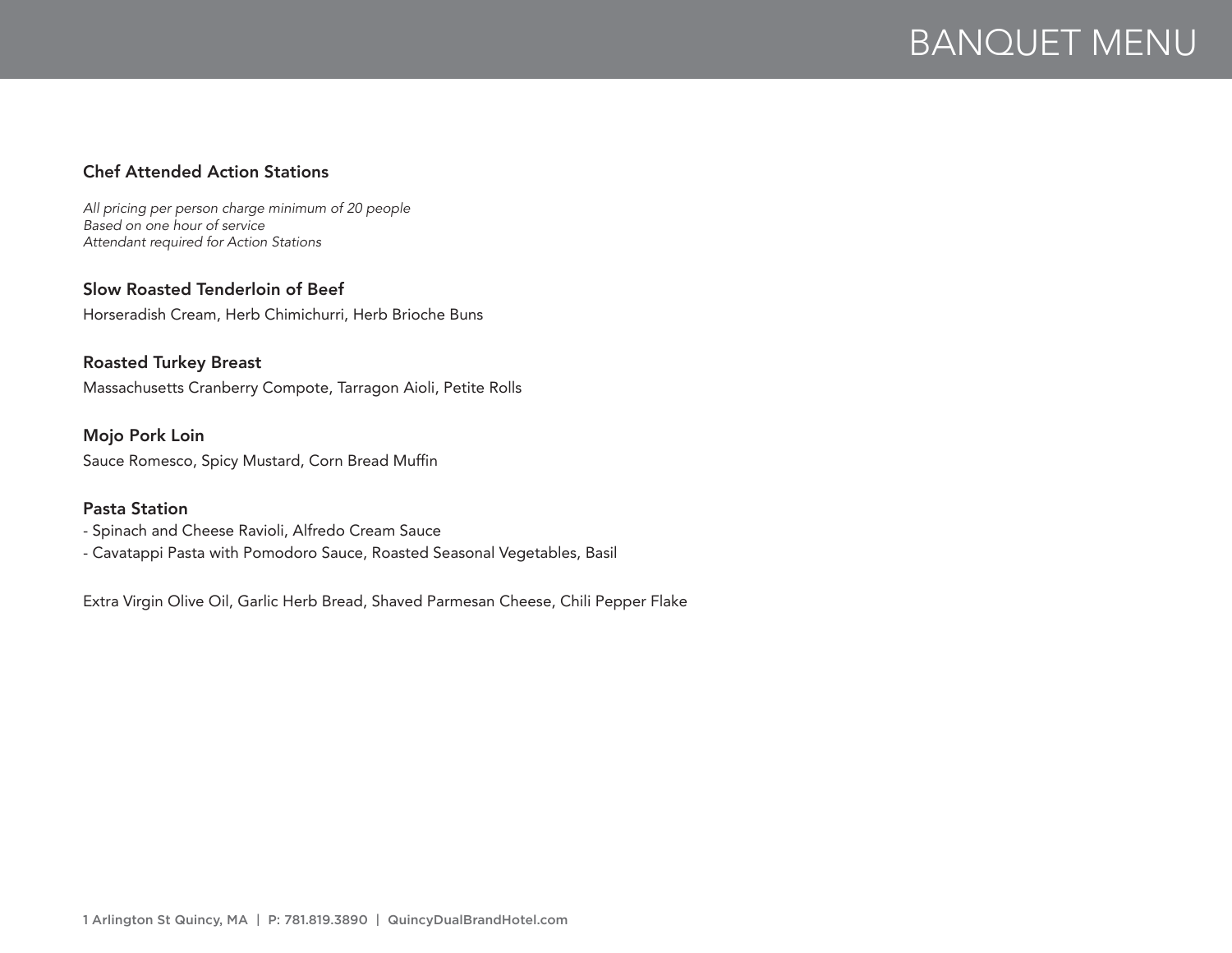## Chef Attended Action Stations

*All pricing per person charge minimum of 20 people*
*Based on one hour of service*
*Attendant required for Action Stations*

### Slow Roasted Tenderloin of Beef

Horseradish Cream, Herb Chimichurri, Herb Brioche Buns

### Roasted Turkey Breast

Massachusetts Cranberry Compote, Tarragon Aioli, Petite Rolls

### Mojo Pork Loin

Sauce Romesco, Spicy Mustard, Corn Bread Muffin

### Pasta Station

- Spinach and Cheese Ravioli, Alfredo Cream Sauce
- Cavatappi Pasta with Pomodoro Sauce, Roasted Seasonal Vegetables, Basil

Extra Virgin Olive Oil, Garlic Herb Bread, Shaved Parmesan Cheese, Chili Pepper Flake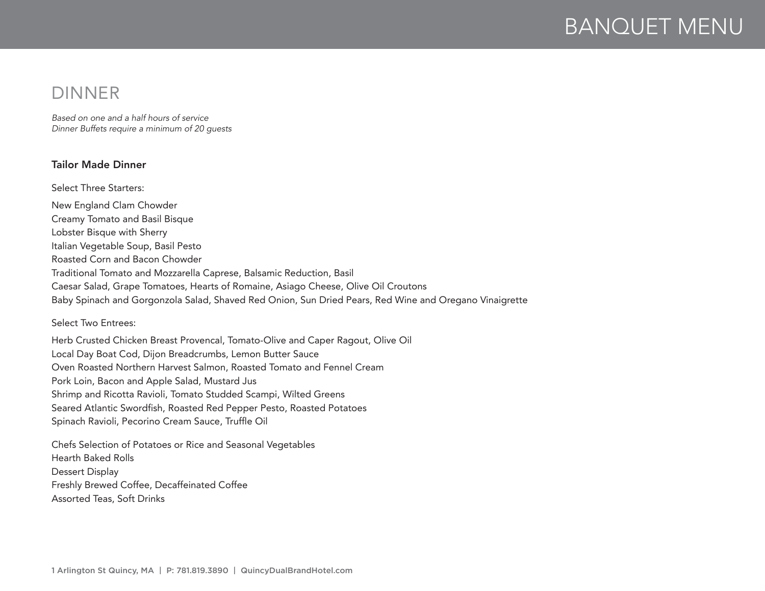# DINNER

*Based on one and a half hours of service*
*Dinner Buffets require a minimum of 20 guests*

**Tailor Made Dinner**

Select Three Starters:

New England Clam Chowder
Creamy Tomato and Basil Bisque
Lobster Bisque with Sherry
Italian Vegetable Soup, Basil Pesto
Roasted Corn and Bacon Chowder
Traditional Tomato and Mozzarella Caprese, Balsamic Reduction, Basil
Caesar Salad, Grape Tomatoes, Hearts of Romaine, Asiago Cheese, Olive Oil Croutons
Baby Spinach and Gorgonzola Salad, Shaved Red Onion, Sun Dried Pears, Red Wine and Oregano Vinaigrette

Select Two Entrees:

Herb Crusted Chicken Breast Provencal, Tomato-Olive and Caper Ragout, Olive Oil
Local Day Boat Cod, Dijon Breadcrumbs, Lemon Butter Sauce
Oven Roasted Northern Harvest Salmon, Roasted Tomato and Fennel Cream
Pork Loin, Bacon and Apple Salad, Mustard Jus
Shrimp and Ricotta Ravioli, Tomato Studded Scampi, Wilted Greens
Seared Atlantic Swordfish, Roasted Red Pepper Pesto, Roasted Potatoes
Spinach Ravioli, Pecorino Cream Sauce, Truffle Oil

Chefs Selection of Potatoes or Rice and Seasonal Vegetables
Hearth Baked Rolls
Dessert Display
Freshly Brewed Coffee, Decaffeinated Coffee
Assorted Teas, Soft Drinks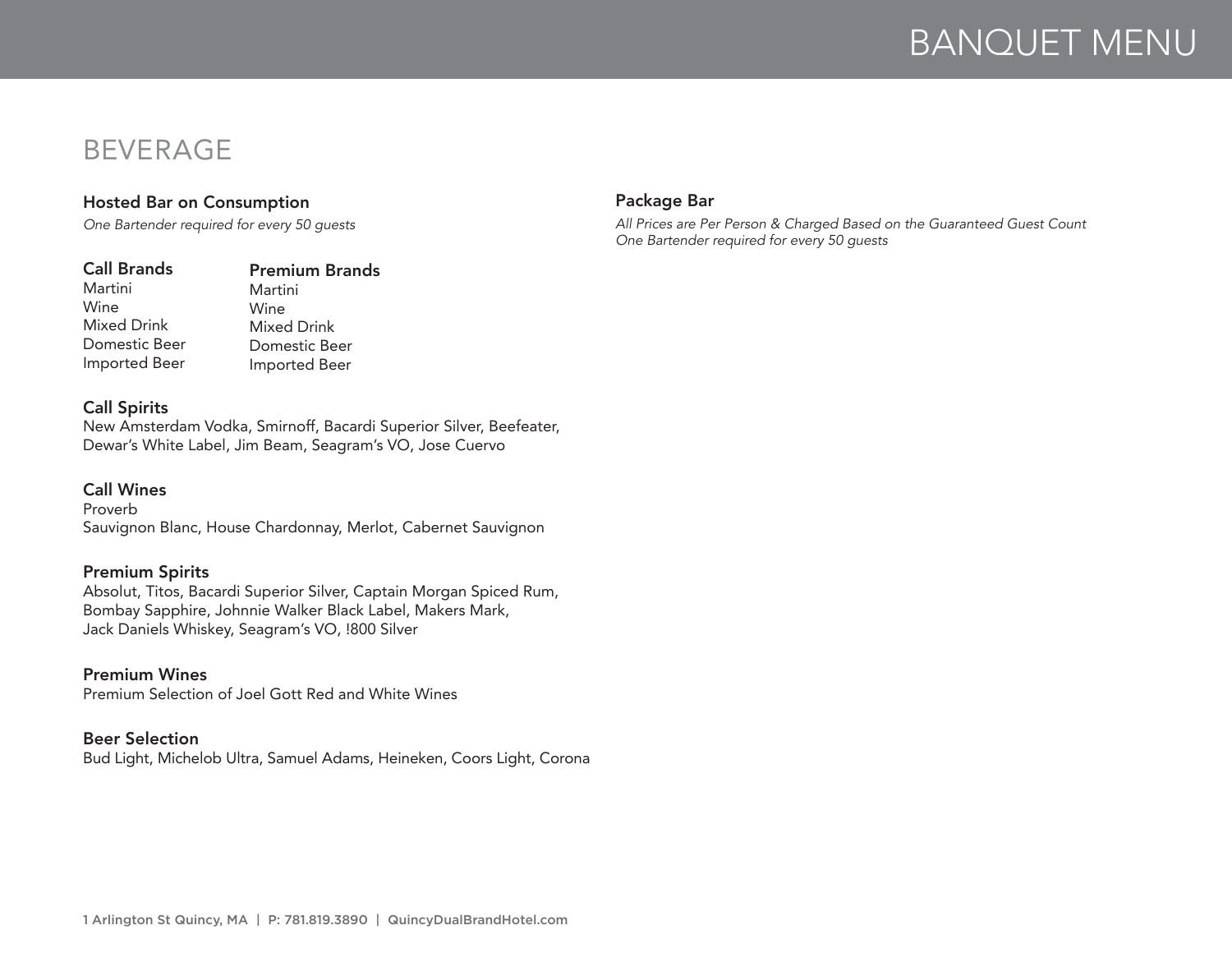# BANQUET MENU

## BEVERAGE

### Hosted Bar on Consumption

*One Bartender required for every 50 guests*

**Call Brands**
Martini
Wine
Mixed Drink
Domestic Beer
Imported Beer

**Premium Brands**
Martini
Wine
Mixed Drink
Domestic Beer
Imported Beer

**Call Spirits**
New Amsterdam Vodka, Smirnoff, Bacardi Superior Silver, Beefeater, Dewar's White Label, Jim Beam, Seagram's VO, Jose Cuervo

**Call Wines**
Proverb
Sauvignon Blanc, House Chardonnay, Merlot, Cabernet Sauvignon

**Premium Spirits**
Absolut, Titos, Bacardi Superior Silver, Captain Morgan Spiced Rum, Bombay Sapphire, Johnnie Walker Black Label, Makers Mark, Jack Daniels Whiskey, Seagram's VO, !800 Silver

**Premium Wines**
Premium Selection of Joel Gott Red and White Wines

**Beer Selection**
Bud Light, Michelob Ultra, Samuel Adams, Heineken, Coors Light, Corona

### Package Bar

*All Prices are Per Person & Charged Based on the Guaranteed Guest Count*
*One Bartender required for every 50 guests*

1 Arlington St Quincy, MA | P: 781.819.3890 | QuincyDualBrandHotel.com